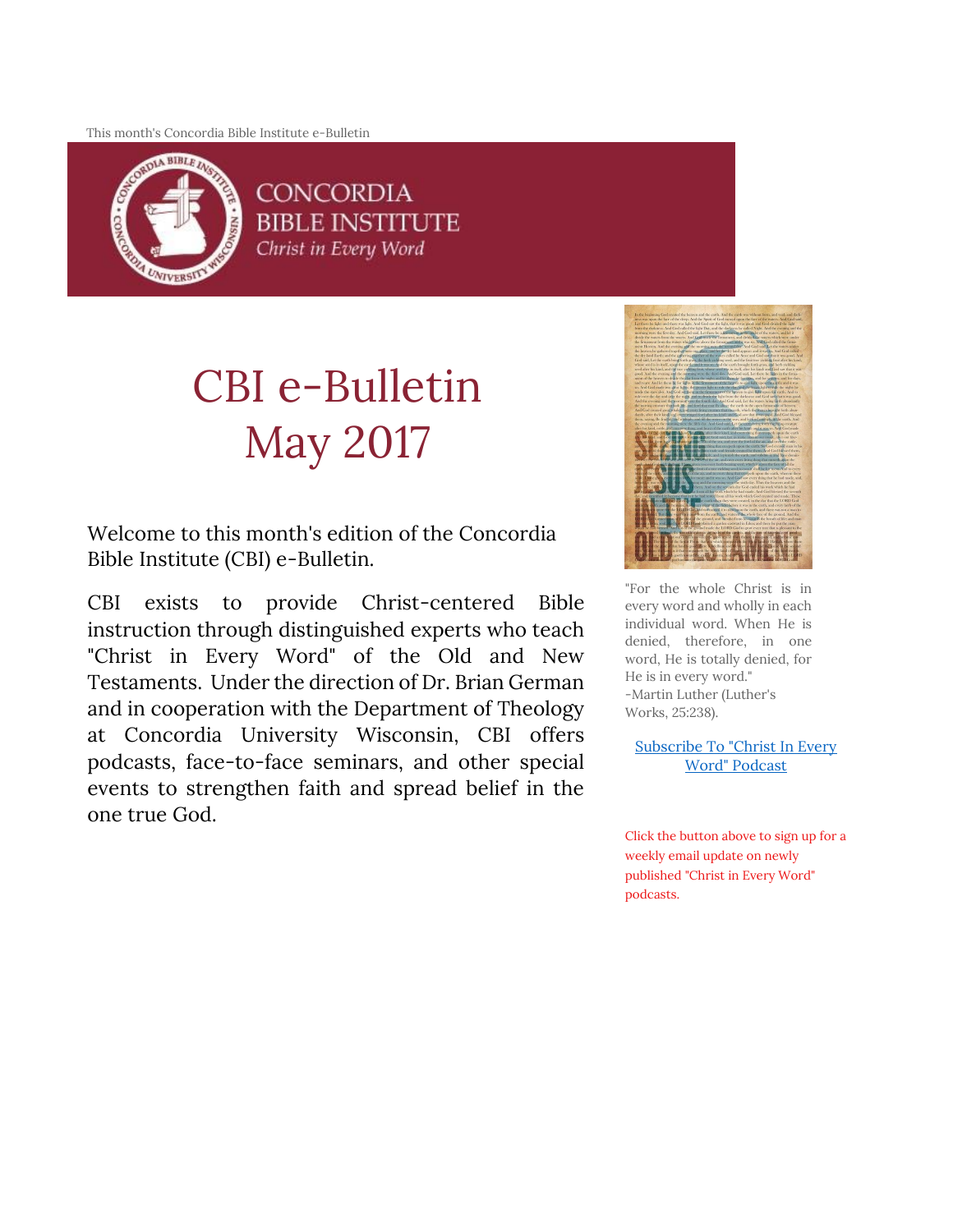This month's Concordia Bible Institute e-Bulletin

CONCORDIA
BIBLE INSTITUTE
*Christ in Every Word*

# CBI e-Bulletin
# May 2017

Welcome to this month's edition of the Concordia Bible Institute (CBI) e-Bulletin.

CBI exists to provide Christ-centered Bible instruction through distinguished experts who teach "Christ in Every Word" of the Old and New Testaments. Under the direction of Dr. Brian German and in cooperation with the Department of Theology at Concordia University Wisconsin, CBI offers podcasts, face-to-face seminars, and other special events to strengthen faith and spread belief in the one true God.

"For the whole Christ is in every word and wholly in each individual word. When He is denied, therefore, in one word, He is totally denied, for He is in every word."
-Martin Luther (Luther's Works, 25:238).

[Subscribe To "Christ In Every Word" Podcast]

Click the button above to sign up for a weekly email update on newly published "Christ in Every Word" podcasts.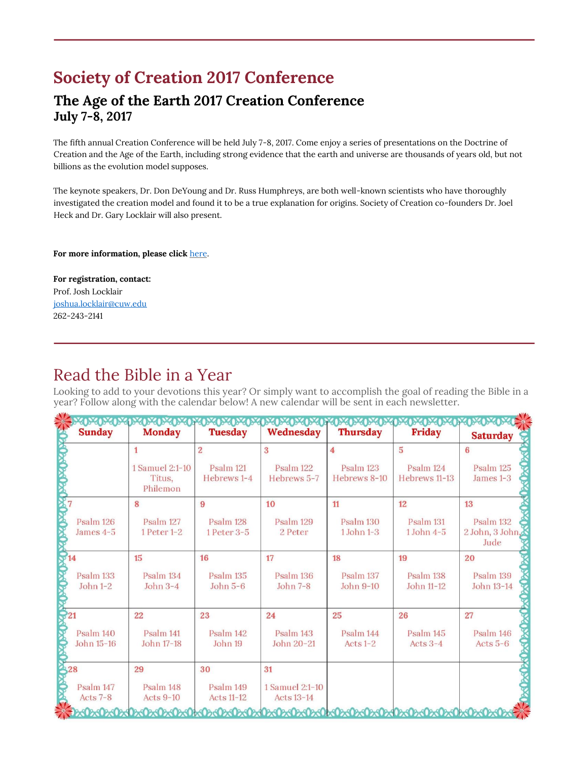---

# Society of Creation 2017 Conference

## The Age of the Earth 2017 Creation Conference
### July 7-8, 2017

The fifth annual Creation Conference will be held July 7-8, 2017. Come enjoy a series of presentations on the Doctrine of Creation and the Age of the Earth, including strong evidence that the earth and universe are thousands of years old, but not billions as the evolution model supposes.

The keynote speakers, Dr. Don DeYoung and Dr. Russ Humphreys, are both well-known scientists who have thoroughly investigated the creation model and found it to be a true explanation for origins. Society of Creation co-founders Dr. Joel Heck and Dr. Gary Locklair will also present.

**For more information, please click** here.

**For registration, contact:**
Prof. Josh Locklair
joshua.locklair@cuw.edu
262-243-2141

---

# Read the Bible in a Year

Looking to add to your devotions this year? Or simply want to accomplish the goal of reading the Bible in a year? Follow along with the calendar below! A new calendar will be sent in each newsletter.

| Sunday | Monday | Tuesday | Wednesday | Thursday | Friday | Saturday |
|---|---|---|---|---|---|---|
| | 1<br>1 Samuel 2:1-10<br>Titus, Philemon | 2<br>Psalm 121<br>Hebrews 1-4 | 3<br>Psalm 122<br>Hebrews 5-7 | 4<br>Psalm 123<br>Hebrews 8-10 | 5<br>Psalm 124<br>Hebrews 11-13 | 6<br>Psalm 125<br>James 1-3 |
| 7<br>Psalm 126<br>James 4-5 | 8<br>Psalm 127<br>1 Peter 1-2 | 9<br>Psalm 128<br>1 Peter 3-5 | 10<br>Psalm 129<br>2 Peter | 11<br>Psalm 130<br>1 John 1-3 | 12<br>Psalm 131<br>1 John 4-5 | 13<br>Psalm 132<br>2 John, 3 John, Jude |
| 14<br>Psalm 133<br>John 1-2 | 15<br>Psalm 134<br>John 3-4 | 16<br>Psalm 135<br>John 5-6 | 17<br>Psalm 136<br>John 7-8 | 18<br>Psalm 137<br>John 9-10 | 19<br>Psalm 138<br>John 11-12 | 20<br>Psalm 139<br>John 13-14 |
| 21<br>Psalm 140<br>John 15-16 | 22<br>Psalm 141<br>John 17-18 | 23<br>Psalm 142<br>John 19 | 24<br>Psalm 143<br>John 20-21 | 25<br>Psalm 144<br>Acts 1-2 | 26<br>Psalm 145<br>Acts 3-4 | 27<br>Psalm 146<br>Acts 5-6 |
| 28<br>Psalm 147<br>Acts 7-8 | 29<br>Psalm 148<br>Acts 9-10 | 30<br>Psalm 149<br>Acts 11-12 | 31<br>1 Samuel 2:1-10<br>Acts 13-14 | | | |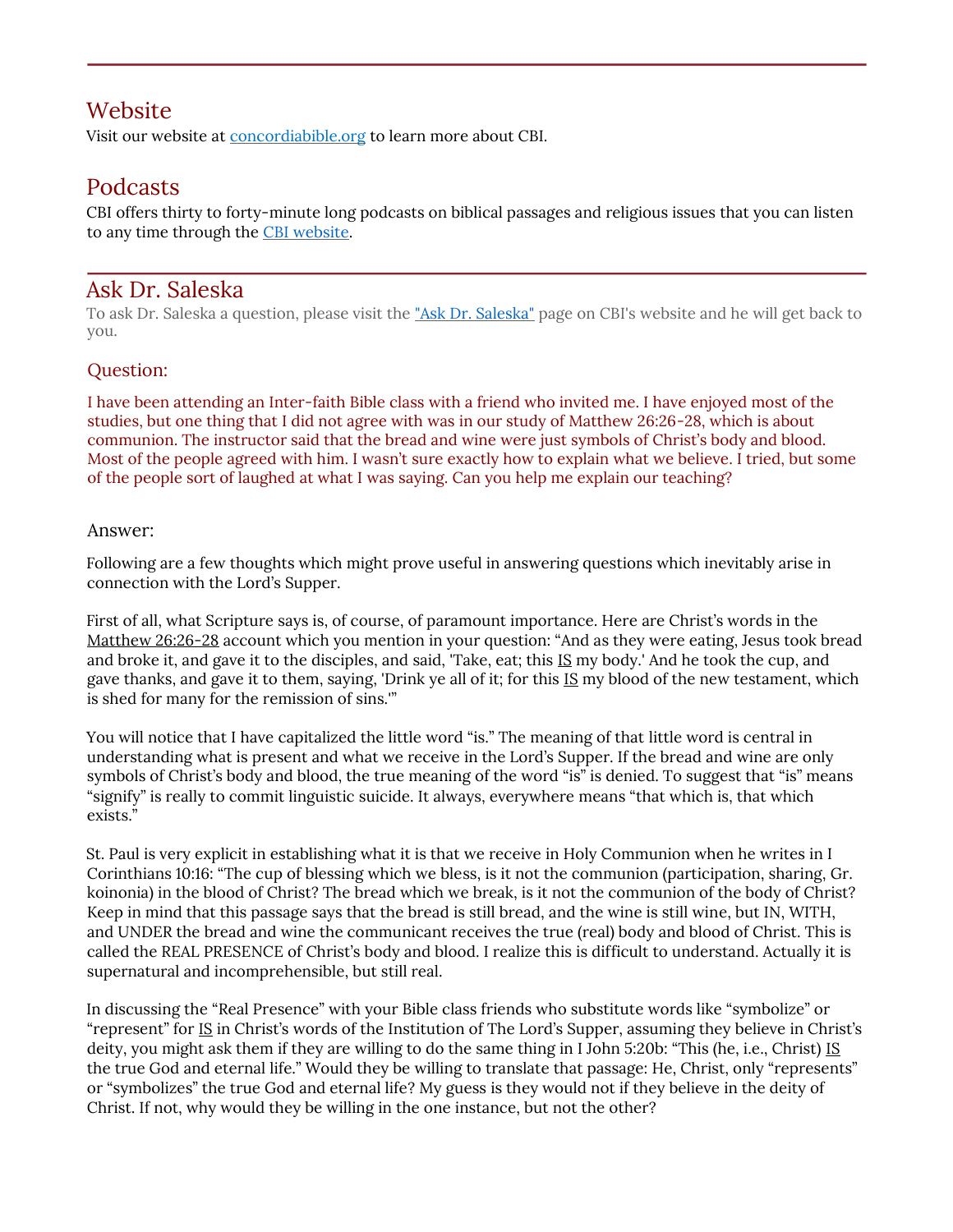## Website

Visit our website at [concordiabible.org](concordiabible.org) to learn more about CBI.

## Podcasts

CBI offers thirty to forty-minute long podcasts on biblical passages and religious issues that you can listen to any time through the [CBI website](CBI website).

## Ask Dr. Saleska

To ask Dr. Saleska a question, please visit the ["Ask Dr. Saleska"](Ask Dr. Saleska) page on CBI's website and he will get back to you.

### Question:

I have been attending an Inter-faith Bible class with a friend who invited me. I have enjoyed most of the studies, but one thing that I did not agree with was in our study of Matthew 26:26-28, which is about communion. The instructor said that the bread and wine were just symbols of Christ's body and blood. Most of the people agreed with him. I wasn't sure exactly how to explain what we believe. I tried, but some of the people sort of laughed at what I was saying. Can you help me explain our teaching?

### Answer:

Following are a few thoughts which might prove useful in answering questions which inevitably arise in connection with the Lord's Supper.

First of all, what Scripture says is, of course, of paramount importance. Here are Christ's words in the Matthew 26:26-28 account which you mention in your question: "And as they were eating, Jesus took bread and broke it, and gave it to the disciples, and said, 'Take, eat; this IS my body.' And he took the cup, and gave thanks, and gave it to them, saying, 'Drink ye all of it; for this IS my blood of the new testament, which is shed for many for the remission of sins.'"

You will notice that I have capitalized the little word "is." The meaning of that little word is central in understanding what is present and what we receive in the Lord's Supper. If the bread and wine are only symbols of Christ's body and blood, the true meaning of the word "is" is denied. To suggest that "is" means "signify" is really to commit linguistic suicide. It always, everywhere means "that which is, that which exists."

St. Paul is very explicit in establishing what it is that we receive in Holy Communion when he writes in I Corinthians 10:16: "The cup of blessing which we bless, is it not the communion (participation, sharing, Gr. koinonia) in the blood of Christ? The bread which we break, is it not the communion of the body of Christ? Keep in mind that this passage says that the bread is still bread, and the wine is still wine, but IN, WITH, and UNDER the bread and wine the communicant receives the true (real) body and blood of Christ. This is called the REAL PRESENCE of Christ's body and blood. I realize this is difficult to understand. Actually it is supernatural and incomprehensible, but still real.

In discussing the "Real Presence" with your Bible class friends who substitute words like "symbolize" or "represent" for IS in Christ's words of the Institution of The Lord's Supper, assuming they believe in Christ's deity, you might ask them if they are willing to do the same thing in I John 5:20b: "This (he, i.e., Christ) IS the true God and eternal life." Would they be willing to translate that passage: He, Christ, only "represents" or "symbolizes" the true God and eternal life? My guess is they would not if they believe in the deity of Christ. If not, why would they be willing in the one instance, but not the other?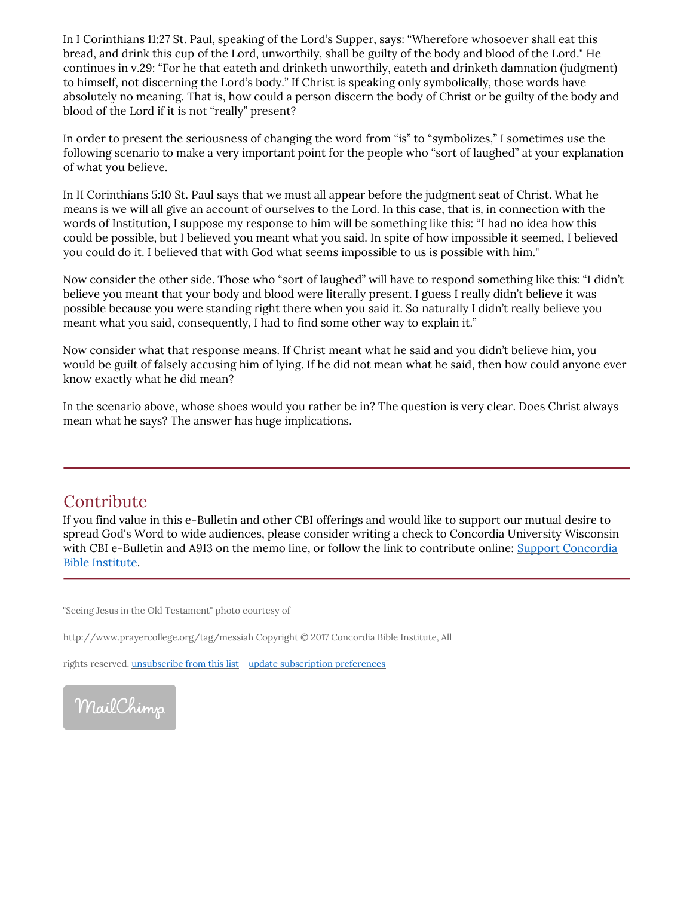In I Corinthians 11:27 St. Paul, speaking of the Lord's Supper, says: "Wherefore whosoever shall eat this bread, and drink this cup of the Lord, unworthily, shall be guilty of the body and blood of the Lord." He continues in v.29: "For he that eateth and drinketh unworthily, eateth and drinketh damnation (judgment) to himself, not discerning the Lord's body." If Christ is speaking only symbolically, those words have absolutely no meaning. That is, how could a person discern the body of Christ or be guilty of the body and blood of the Lord if it is not "really" present?

In order to present the seriousness of changing the word from "is" to "symbolizes," I sometimes use the following scenario to make a very important point for the people who "sort of laughed" at your explanation of what you believe.

In II Corinthians 5:10 St. Paul says that we must all appear before the judgment seat of Christ. What he means is we will all give an account of ourselves to the Lord. In this case, that is, in connection with the words of Institution, I suppose my response to him will be something like this: "I had no idea how this could be possible, but I believed you meant what you said. In spite of how impossible it seemed, I believed you could do it. I believed that with God what seems impossible to us is possible with him."

Now consider the other side. Those who "sort of laughed" will have to respond something like this: "I didn't believe you meant that your body and blood were literally present. I guess I really didn't believe it was possible because you were standing right there when you said it. So naturally I didn't really believe you meant what you said, consequently, I had to find some other way to explain it."

Now consider what that response means. If Christ meant what he said and you didn't believe him, you would be guilt of falsely accusing him of lying. If he did not mean what he said, then how could anyone ever know exactly what he did mean?

In the scenario above, whose shoes would you rather be in? The question is very clear. Does Christ always mean what he says? The answer has huge implications.

---

## Contribute

If you find value in this e-Bulletin and other CBI offerings and would like to support our mutual desire to spread God's Word to wide audiences, please consider writing a check to Concordia University Wisconsin with CBI e-Bulletin and A913 on the memo line, or follow the link to contribute online: [Support Concordia Bible Institute](#).

---

"Seeing Jesus in the Old Testament" photo courtesy of

http://www.prayercollege.org/tag/messiah Copyright © 2017 Concordia Bible Institute, All

rights reserved. [unsubscribe from this list](#) [update subscription preferences](#)

MailChimp